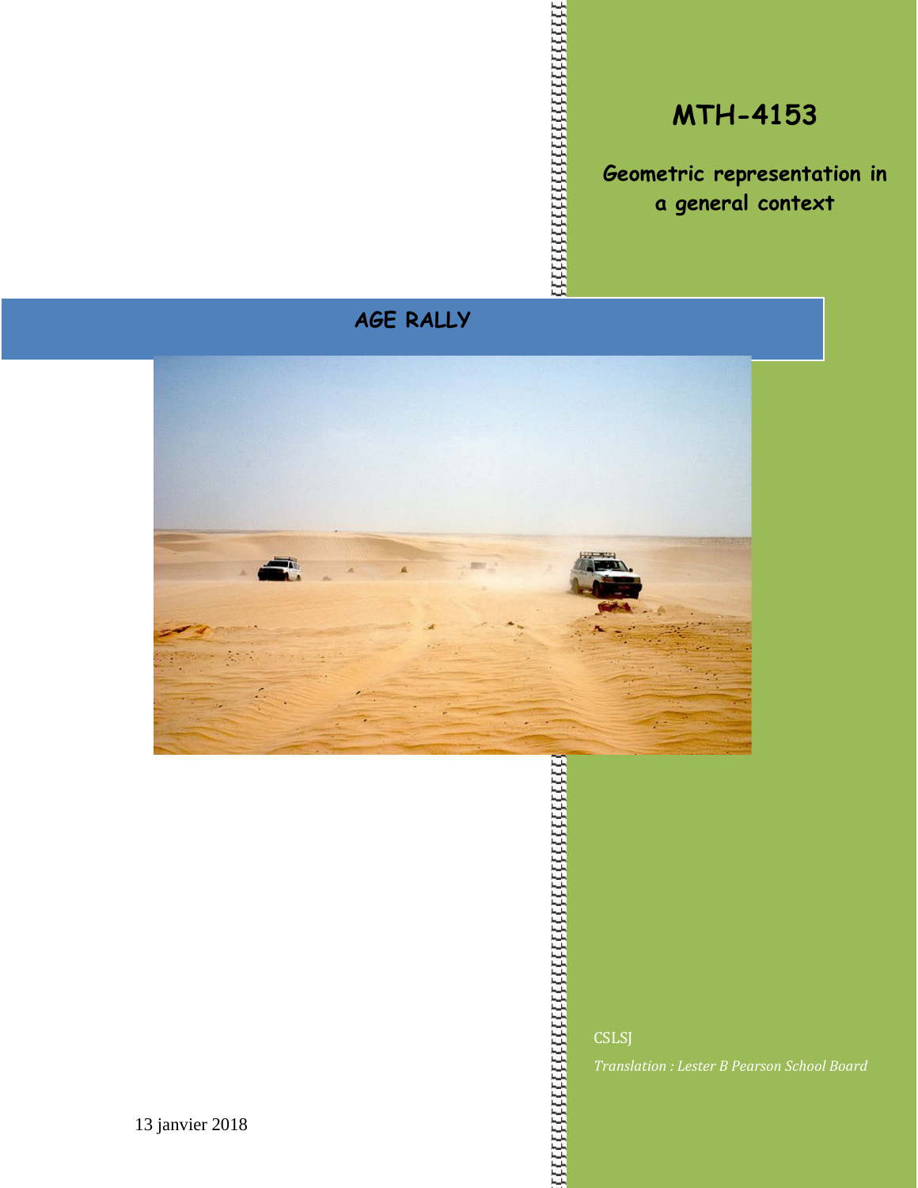# MTH-4153

## Geometric representation in a general context

## AGE RALLY

CSLSJ

*Translation : Lester B Pearson School Board*

13 janvier 2018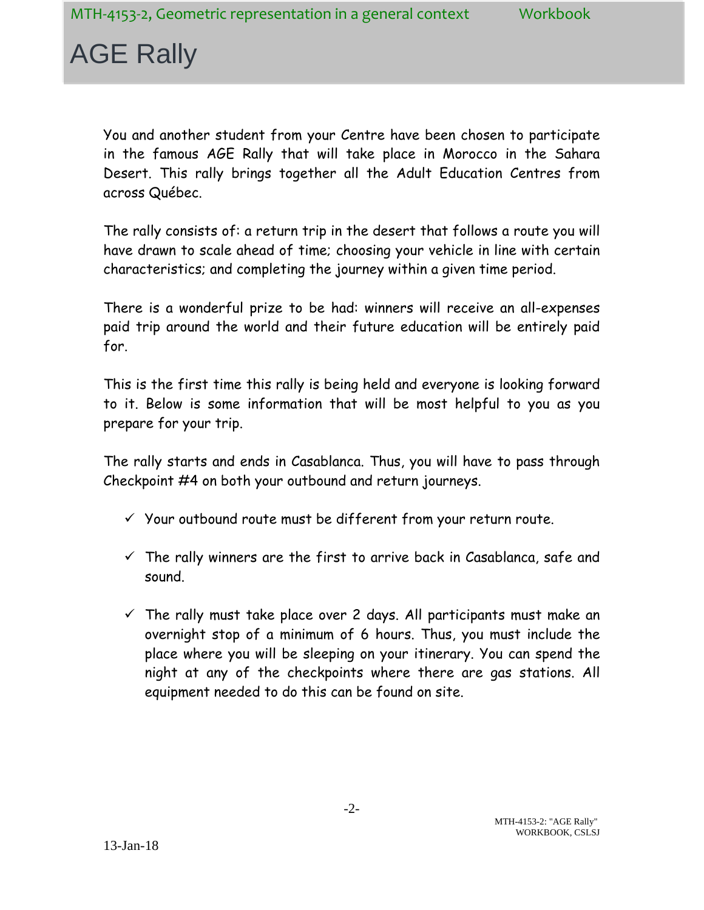# AGE Rally

You and another student from your Centre have been chosen to participate in the famous AGE Rally that will take place in Morocco in the Sahara Desert. This rally brings together all the Adult Education Centres from across Québec.

The rally consists of: a return trip in the desert that follows a route you will have drawn to scale ahead of time; choosing your vehicle in line with certain characteristics; and completing the journey within a given time period.

There is a wonderful prize to be had: winners will receive an all-expenses paid trip around the world and their future education will be entirely paid for.

This is the first time this rally is being held and everyone is looking forward to it. Below is some information that will be most helpful to you as you prepare for your trip.

The rally starts and ends in Casablanca. Thus, you will have to pass through Checkpoint #4 on both your outbound and return journeys.

- ✓ Your outbound route must be different from your return route.
- ✓ The rally winners are the first to arrive back in Casablanca, safe and sound.
- ✓ The rally must take place over 2 days. All participants must make an overnight stop of a minimum of 6 hours. Thus, you must include the place where you will be sleeping on your itinerary. You can spend the night at any of the checkpoints where there are gas stations. All equipment needed to do this can be found on site.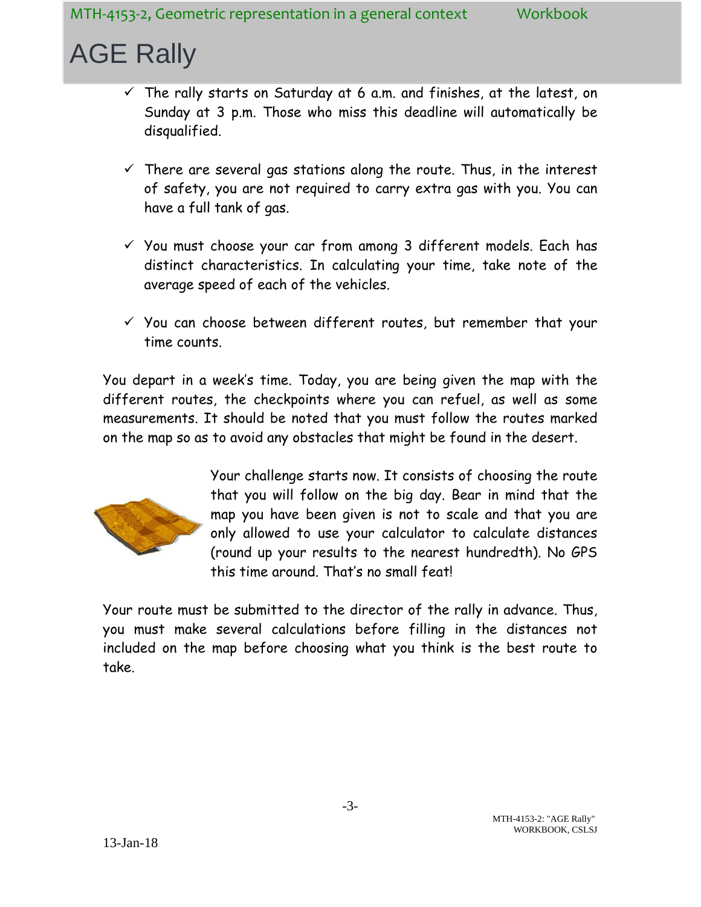# AGE Rally

- The rally starts on Saturday at 6 a.m. and finishes, at the latest, on Sunday at 3 p.m. Those who miss this deadline will automatically be disqualified.

- There are several gas stations along the route. Thus, in the interest of safety, you are not required to carry extra gas with you. You can have a full tank of gas.

- You must choose your car from among 3 different models. Each has distinct characteristics. In calculating your time, take note of the average speed of each of the vehicles.

- You can choose between different routes, but remember that your time counts.

You depart in a week's time. Today, you are being given the map with the different routes, the checkpoints where you can refuel, as well as some measurements. It should be noted that you must follow the routes marked on the map so as to avoid any obstacles that might be found in the desert.

Your challenge starts now. It consists of choosing the route that you will follow on the big day. Bear in mind that the map you have been given is not to scale and that you are only allowed to use your calculator to calculate distances (round up your results to the nearest hundredth). No GPS this time around. That's no small feat!

Your route must be submitted to the director of the rally in advance. Thus, you must make several calculations before filling in the distances not included on the map before choosing what you think is the best route to take.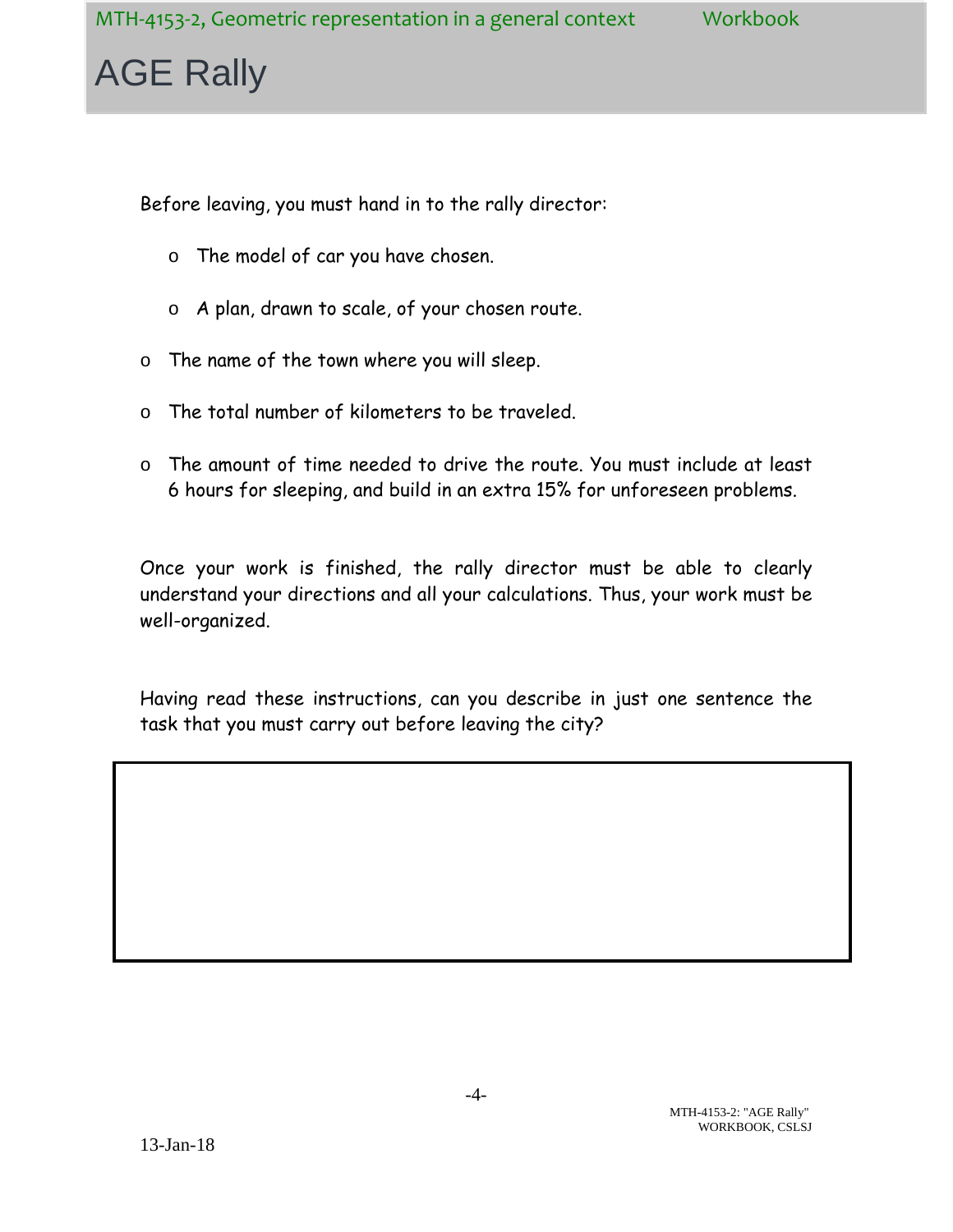# AGE Rally

Before leaving, you must hand in to the rally director:

- The model of car you have chosen.
- A plan, drawn to scale, of your chosen route.
- The name of the town where you will sleep.
- The total number of kilometers to be traveled.
- The amount of time needed to drive the route. You must include at least 6 hours for sleeping, and build in an extra 15% for unforeseen problems.

Once your work is finished, the rally director must be able to clearly understand your directions and all your calculations. Thus, your work must be well-organized.

Having read these instructions, can you describe in just one sentence the task that you must carry out before leaving the city?

| |
|---|
| |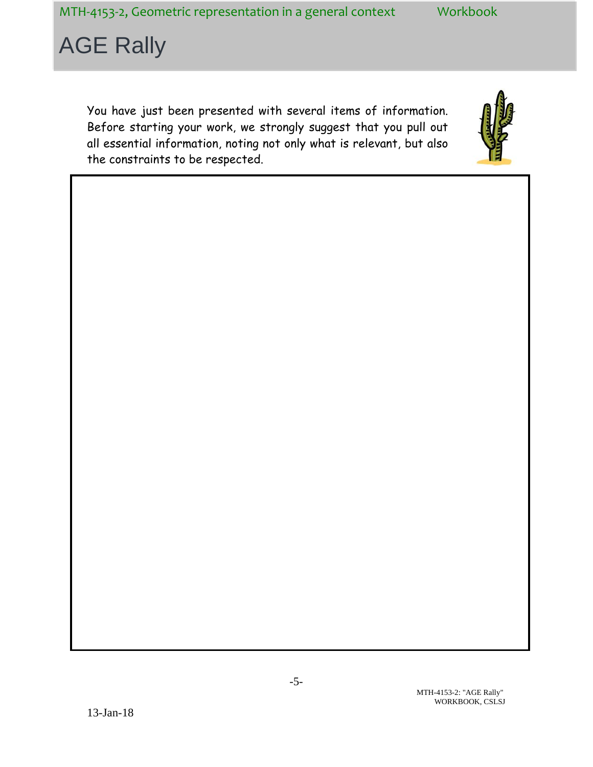# AGE Rally

You have just been presented with several items of information. Before starting your work, we strongly suggest that you pull out all essential information, noting not only what is relevant, but also the constraints to be respected.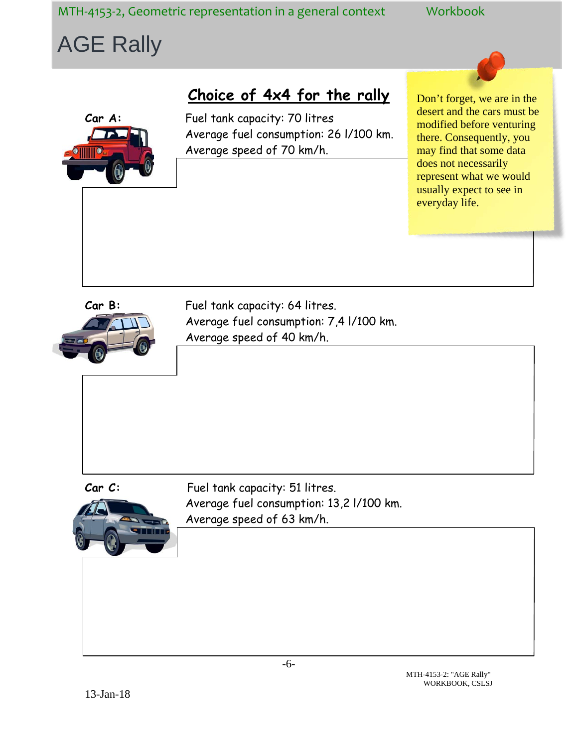# AGE Rally

## Choice of 4x4 for the rally

> Don't forget, we are in the desert and the cars must be modified before venturing there. Consequently, you may find that some data does not necessarily represent what we would usually expect to see in everyday life.

**Car A:**

Fuel tank capacity: 70 litres
Average fuel consumption: 26 l/100 km.
Average speed of 70 km/h.

**Car B:**

Fuel tank capacity: 64 litres.
Average fuel consumption: 7,4 l/100 km.
Average speed of 40 km/h.

**Car C:**

Fuel tank capacity: 51 litres.
Average fuel consumption: 13,2 l/100 km.
Average speed of 63 km/h.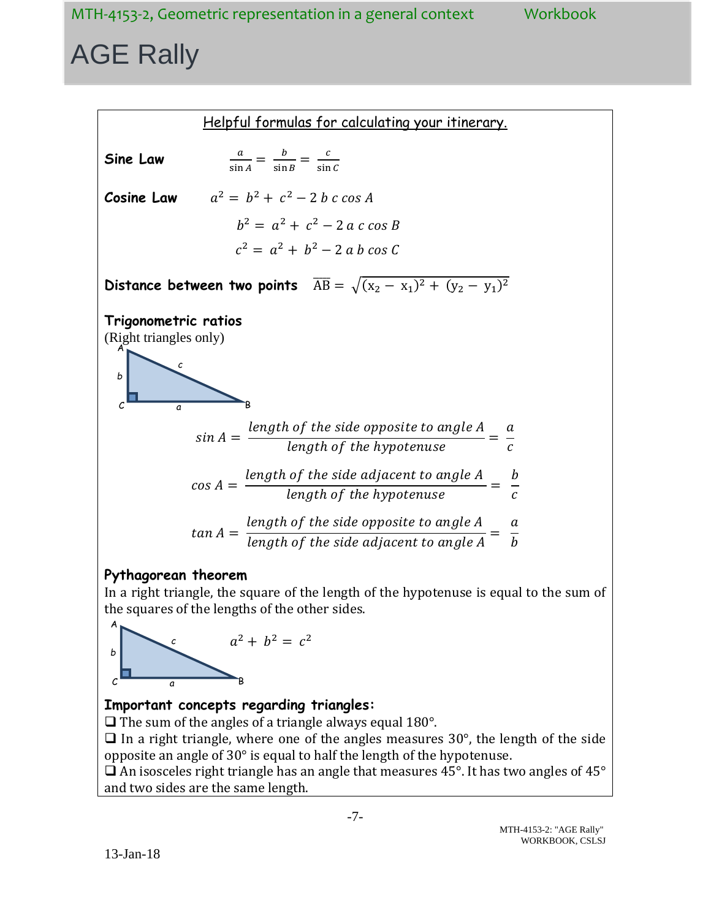# AGE Rally

<u>Helpful formulas for calculating your itinerary.</u>

**Sine Law** $\frac{a}{\sin A} = \frac{b}{\sin B} = \frac{c}{\sin C}$

**Cosine Law**

$$a^2 = b^2 + c^2 - 2\,b\,c\cos A$$

$$b^2 = a^2 + c^2 - 2\,a\,c\cos B$$

$$c^2 = a^2 + b^2 - 2\,a\,b\cos C$$

**Distance between two points** $\overline{AB} = \sqrt{(x_2 - x_1)^2 + (y_2 - y_1)^2}$

**Trigonometric ratios**
(Right triangles only)

$$\sin A = \frac{\text{length of the side opposite to angle } A}{\text{length of the hypotenuse}} = \frac{a}{c}$$

$$\cos A = \frac{\text{length of the side adjacent to angle } A}{\text{length of the hypotenuse}} = \frac{b}{c}$$

$$\tan A = \frac{\text{length of the side opposite to angle } A}{\text{length of the side adjacent to angle } A} = \frac{a}{b}$$

**Pythagorean theorem**
In a right triangle, the square of the length of the hypotenuse is equal to the sum of the squares of the lengths of the other sides.

$$a^2 + b^2 = c^2$$

**Important concepts regarding triangles:**

- ❑ The sum of the angles of a triangle always equal 180°.
- ❑ In a right triangle, where one of the angles measures 30°, the length of the side opposite an angle of 30° is equal to half the length of the hypotenuse.
- ❑ An isosceles right triangle has an angle that measures 45°. It has two angles of 45° and two sides are the same length.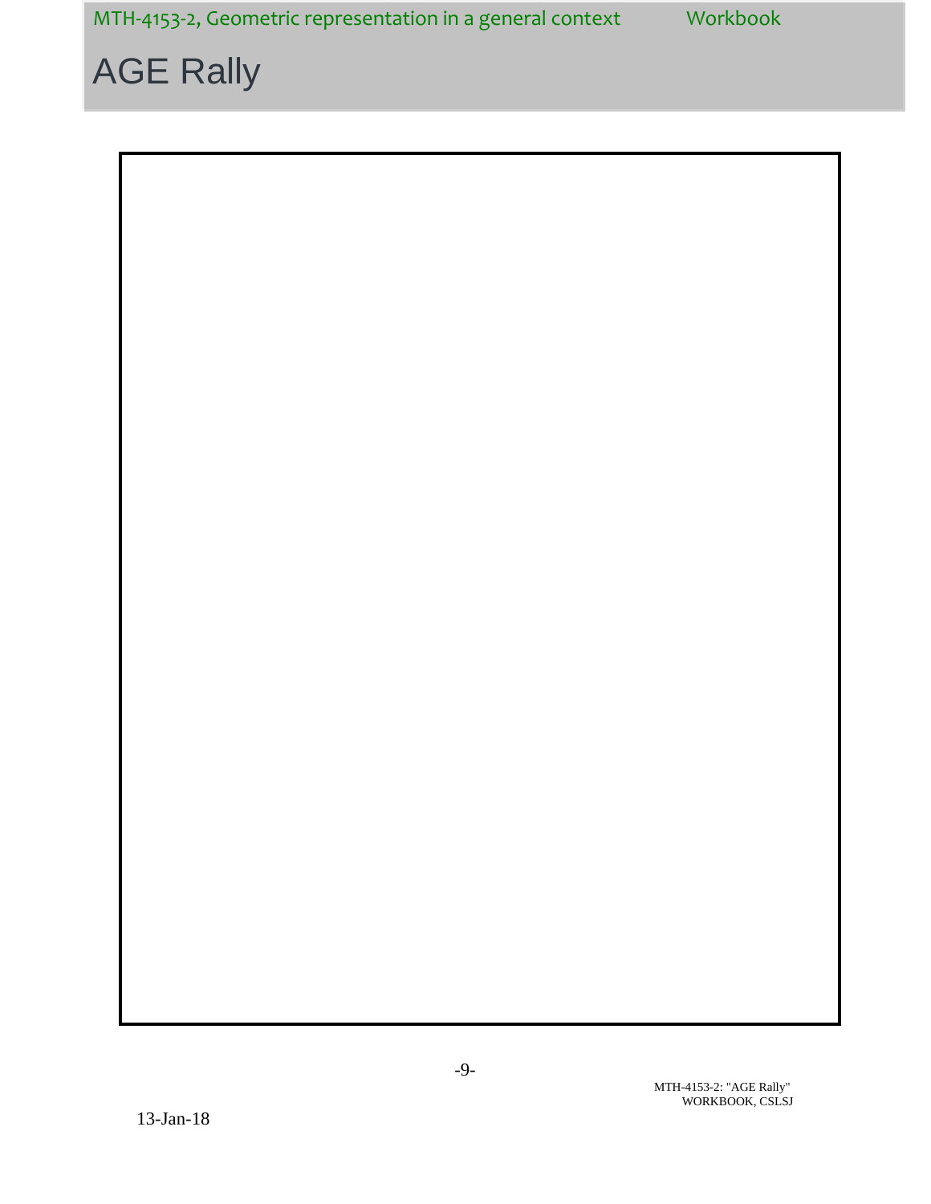# AGE Rally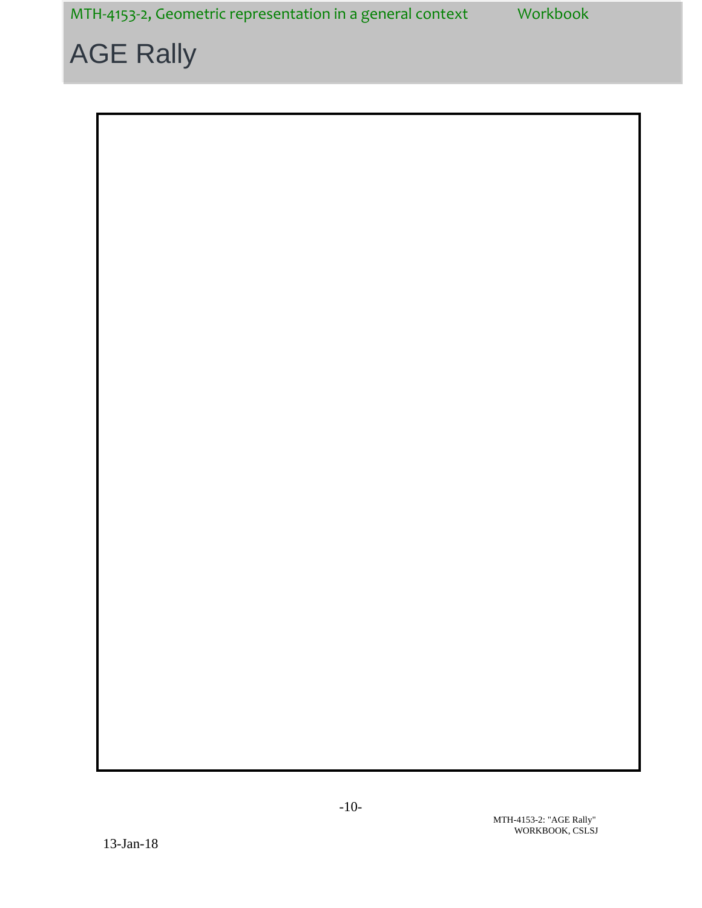# AGE Rally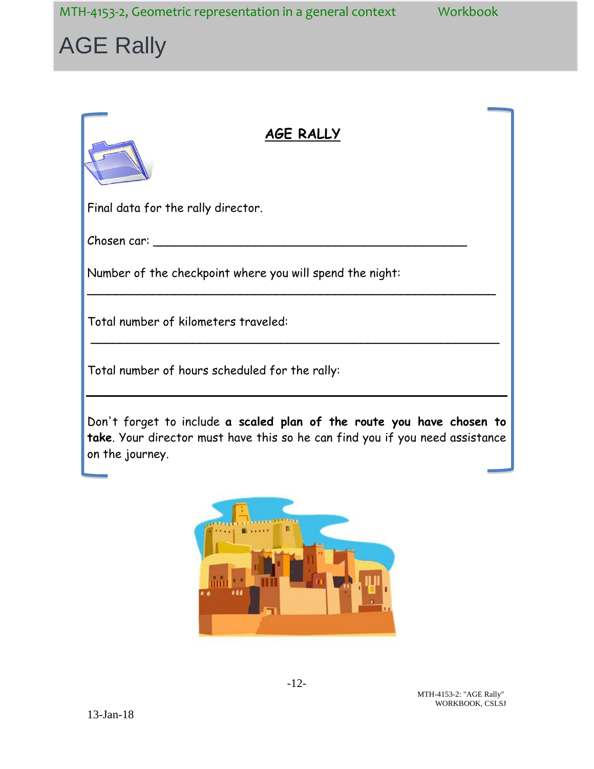# AGE Rally

## AGE RALLY

Final data for the rally director.

Chosen car: ______________________________________________

Number of the checkpoint where you will spend the night:

____________________________________________________________

Total number of kilometers traveled:

____________________________________________________________

Total number of hours scheduled for the rally:

____________________________________________________________

Don't forget to include **a scaled plan of the route you have chosen to take**. Your director must have this so he can find you if you need assistance on the journey.

13-Jan-18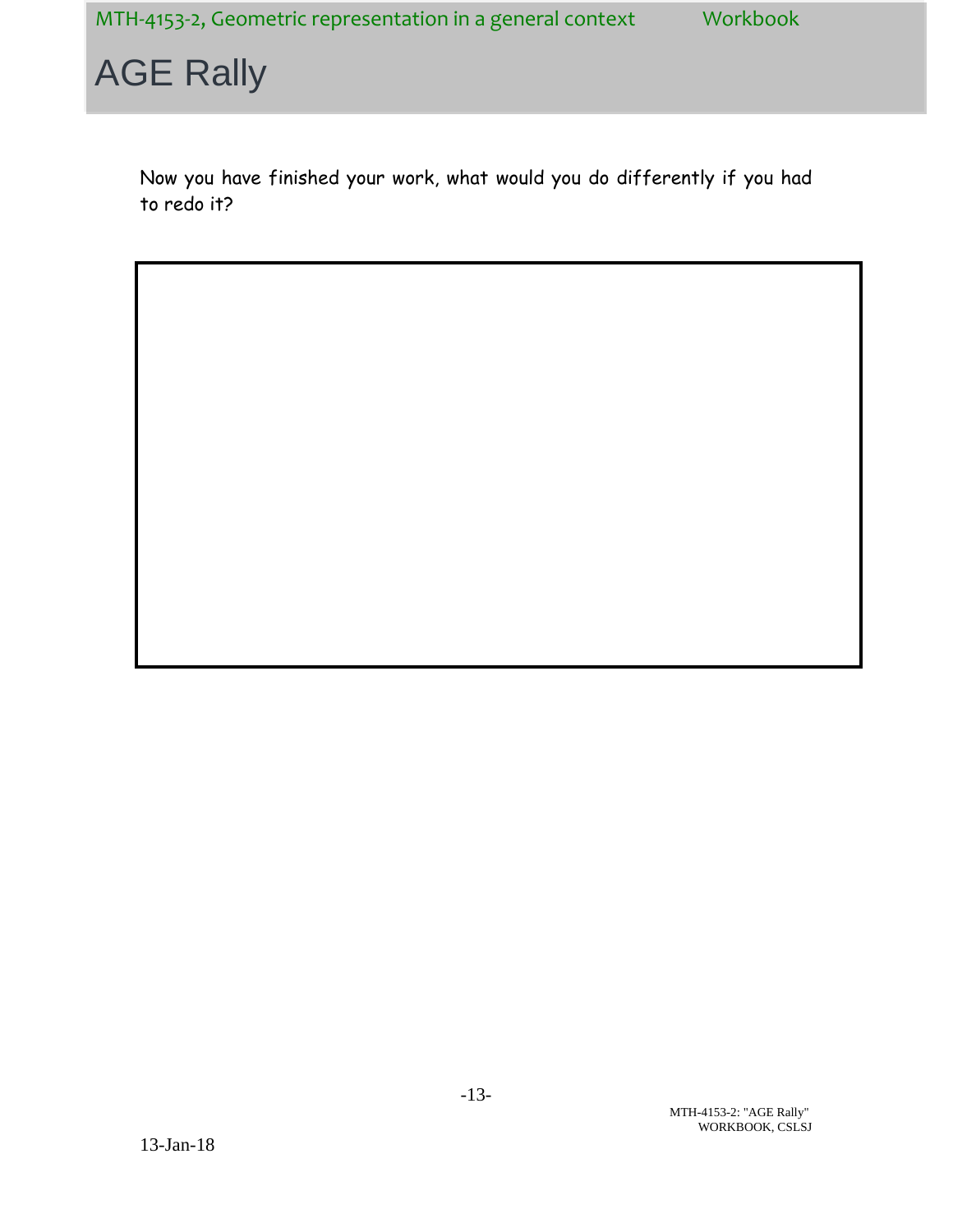# AGE Rally

Now you have finished your work, what would you do differently if you had to redo it?